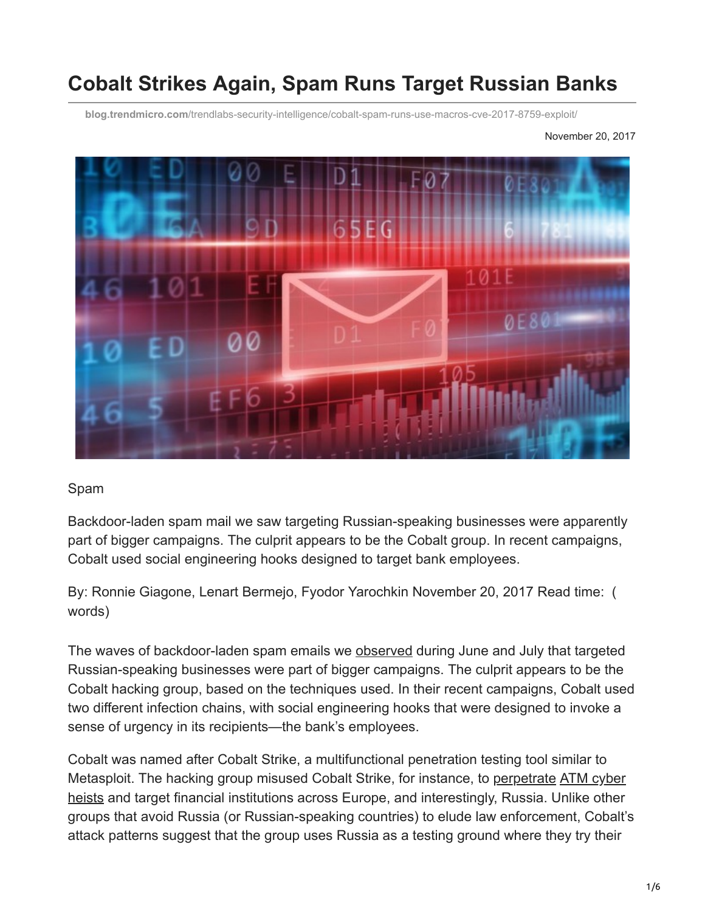# Cobalt Strikes Again, Spam Runs Target Russian Banks

blog.trendmicro.com/trendlabs-security-intelligence/cobalt-spam-runs-use-macros-cve-2017-8759-exploit/

November 20, 2017

Spam

Backdoor-laden spam mail we saw targeting Russian-speaking businesses were apparently part of bigger campaigns. The culprit appears to be the Cobalt group. In recent campaigns, Cobalt used social engineering hooks designed to target bank employees.

By: Ronnie Giagone, Lenart Bermejo, Fyodor Yarochkin November 20, 2017 Read time: ( words)

The waves of backdoor-laden spam emails we observed during June and July that targeted Russian-speaking businesses were part of bigger campaigns. The culprit appears to be the Cobalt hacking group, based on the techniques used. In their recent campaigns, Cobalt used two different infection chains, with social engineering hooks that were designed to invoke a sense of urgency in its recipients—the bank's employees.

Cobalt was named after Cobalt Strike, a multifunctional penetration testing tool similar to Metasploit. The hacking group misused Cobalt Strike, for instance, to perpetrate ATM cyber heists and target financial institutions across Europe, and interestingly, Russia. Unlike other groups that avoid Russia (or Russian-speaking countries) to elude law enforcement, Cobalt's attack patterns suggest that the group uses Russia as a testing ground where they try their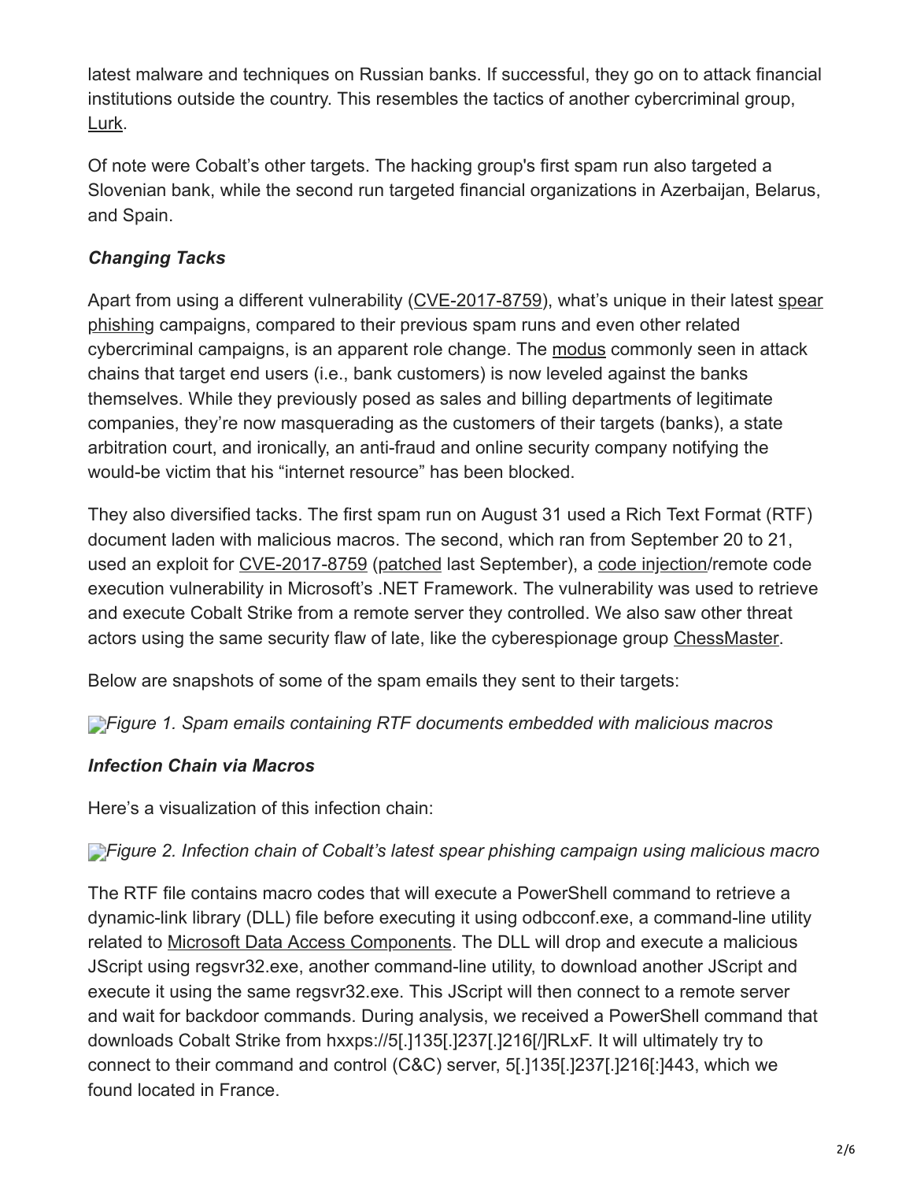latest malware and techniques on Russian banks. If successful, they go on to attack financial institutions outside the country. This resembles the tactics of another cybercriminal group, Lurk.

Of note were Cobalt's other targets. The hacking group's first spam run also targeted a Slovenian bank, while the second run targeted financial organizations in Azerbaijan, Belarus, and Spain.

### *Changing Tacks*

Apart from using a different vulnerability (CVE-2017-8759), what's unique in their latest spear phishing campaigns, compared to their previous spam runs and even other related cybercriminal campaigns, is an apparent role change. The modus commonly seen in attack chains that target end users (i.e., bank customers) is now leveled against the banks themselves. While they previously posed as sales and billing departments of legitimate companies, they're now masquerading as the customers of their targets (banks), a state arbitration court, and ironically, an anti-fraud and online security company notifying the would-be victim that his "internet resource" has been blocked.

They also diversified tacks. The first spam run on August 31 used a Rich Text Format (RTF) document laden with malicious macros. The second, which ran from September 20 to 21, used an exploit for CVE-2017-8759 (patched last September), a code injection/remote code execution vulnerability in Microsoft's .NET Framework. The vulnerability was used to retrieve and execute Cobalt Strike from a remote server they controlled. We also saw other threat actors using the same security flaw of late, like the cyberespionage group ChessMaster.

Below are snapshots of some of the spam emails they sent to their targets:

*Figure 1. Spam emails containing RTF documents embedded with malicious macros*

### *Infection Chain via Macros*

Here's a visualization of this infection chain:

*Figure 2. Infection chain of Cobalt's latest spear phishing campaign using malicious macro*

The RTF file contains macro codes that will execute a PowerShell command to retrieve a dynamic-link library (DLL) file before executing it using odbcconf.exe, a command-line utility related to Microsoft Data Access Components. The DLL will drop and execute a malicious JScript using regsvr32.exe, another command-line utility, to download another JScript and execute it using the same regsvr32.exe. This JScript will then connect to a remote server and wait for backdoor commands. During analysis, we received a PowerShell command that downloads Cobalt Strike from hxxps://5[.]135[.]237[.]216[/]RLxF. It will ultimately try to connect to their command and control (C&C) server, 5[.]135[.]237[.]216[:]443, which we found located in France.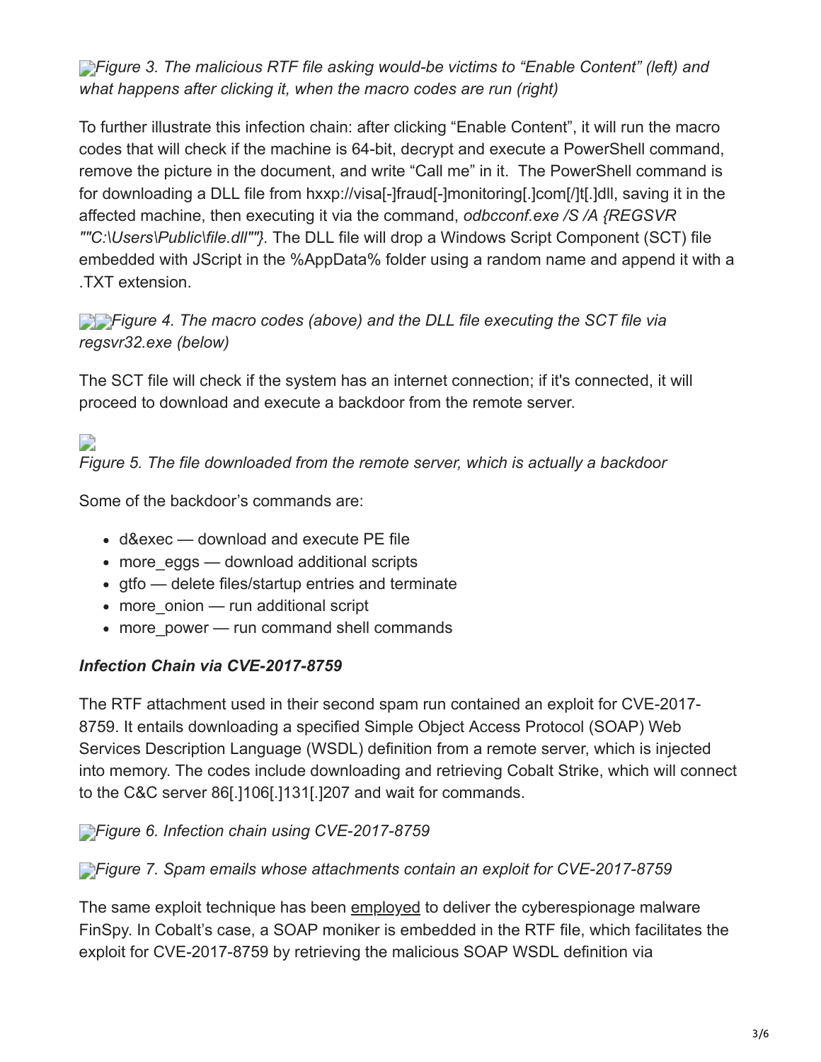*Figure 3. The malicious RTF file asking would-be victims to “Enable Content” (left) and what happens after clicking it, when the macro codes are run (right)*

To further illustrate this infection chain: after clicking “Enable Content”, it will run the macro codes that will check if the machine is 64-bit, decrypt and execute a PowerShell command, remove the picture in the document, and write “Call me” in it. The PowerShell command is for downloading a DLL file from hxxp://visa[-]fraud[-]monitoring[.]com[/]t[.]dll, saving it in the affected machine, then executing it via the command, *odbcconf.exe /S /A {REGSVR ""C:\Users\Public\file.dll""}.* The DLL file will drop a Windows Script Component (SCT) file embedded with JScript in the %AppData% folder using a random name and append it with a .TXT extension.

*Figure 4. The macro codes (above) and the DLL file executing the SCT file via regsvr32.exe (below)*

The SCT file will check if the system has an internet connection; if it's connected, it will proceed to download and execute a backdoor from the remote server.

*Figure 5. The file downloaded from the remote server, which is actually a backdoor*

Some of the backdoor’s commands are:

- d&exec — download and execute PE file
- more_eggs — download additional scripts
- gtfo — delete files/startup entries and terminate
- more_onion — run additional script
- more_power — run command shell commands

### *Infection Chain via CVE-2017-8759*

The RTF attachment used in their second spam run contained an exploit for CVE-2017-8759. It entails downloading a specified Simple Object Access Protocol (SOAP) Web Services Description Language (WSDL) definition from a remote server, which is injected into memory. The codes include downloading and retrieving Cobalt Strike, which will connect to the C&C server 86[.]106[.]131[.]207 and wait for commands.

*Figure 6. Infection chain using CVE-2017-8759*

*Figure 7. Spam emails whose attachments contain an exploit for CVE-2017-8759*

The same exploit technique has been employed to deliver the cyberespionage malware FinSpy. In Cobalt’s case, a SOAP moniker is embedded in the RTF file, which facilitates the exploit for CVE-2017-8759 by retrieving the malicious SOAP WSDL definition via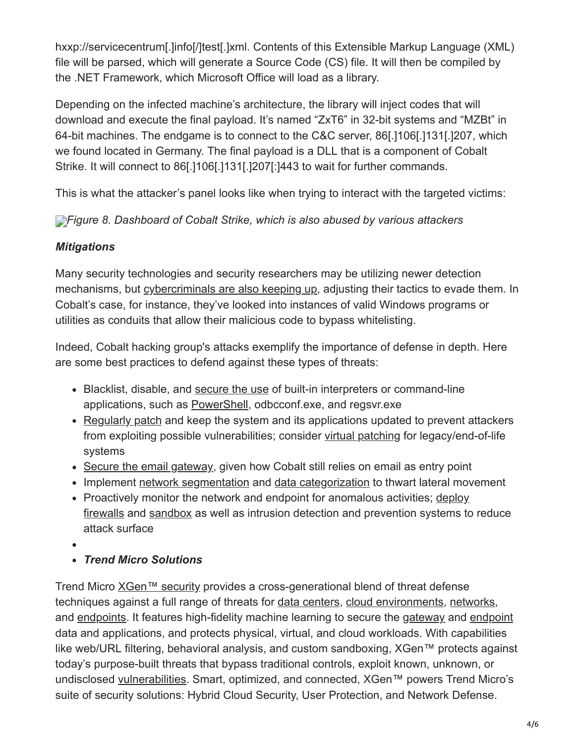hxxp://servicecentrum[.]info[/]test[.]xml. Contents of this Extensible Markup Language (XML) file will be parsed, which will generate a Source Code (CS) file. It will then be compiled by the .NET Framework, which Microsoft Office will load as a library.

Depending on the infected machine's architecture, the library will inject codes that will download and execute the final payload. It's named "ZxT6" in 32-bit systems and "MZBt" in 64-bit machines. The endgame is to connect to the C&C server, 86[.]106[.]131[.]207, which we found located in Germany. The final payload is a DLL that is a component of Cobalt Strike. It will connect to 86[.]106[.]131[.]207[:]443 to wait for further commands.

This is what the attacker's panel looks like when trying to interact with the targeted victims:

*Figure 8. Dashboard of Cobalt Strike, which is also abused by various attackers*

***Mitigations***

Many security technologies and security researchers may be utilizing newer detection mechanisms, but cybercriminals are also keeping up, adjusting their tactics to evade them. In Cobalt's case, for instance, they've looked into instances of valid Windows programs or utilities as conduits that allow their malicious code to bypass whitelisting.

Indeed, Cobalt hacking group's attacks exemplify the importance of defense in depth. Here are some best practices to defend against these types of threats:

- Blacklist, disable, and secure the use of built-in interpreters or command-line applications, such as PowerShell, odbcconf.exe, and regsvr.exe
- Regularly patch and keep the system and its applications updated to prevent attackers from exploiting possible vulnerabilities; consider virtual patching for legacy/end-of-life systems
- Secure the email gateway, given how Cobalt still relies on email as entry point
- Implement network segmentation and data categorization to thwart lateral movement
- Proactively monitor the network and endpoint for anomalous activities; deploy firewalls and sandbox as well as intrusion detection and prevention systems to reduce attack surface
- 
- ***Trend Micro Solutions***

Trend Micro XGen™ security provides a cross-generational blend of threat defense techniques against a full range of threats for data centers, cloud environments, networks, and endpoints. It features high-fidelity machine learning to secure the gateway and endpoint data and applications, and protects physical, virtual, and cloud workloads. With capabilities like web/URL filtering, behavioral analysis, and custom sandboxing, XGen™ protects against today's purpose-built threats that bypass traditional controls, exploit known, unknown, or undisclosed vulnerabilities. Smart, optimized, and connected, XGen™ powers Trend Micro's suite of security solutions: Hybrid Cloud Security, User Protection, and Network Defense.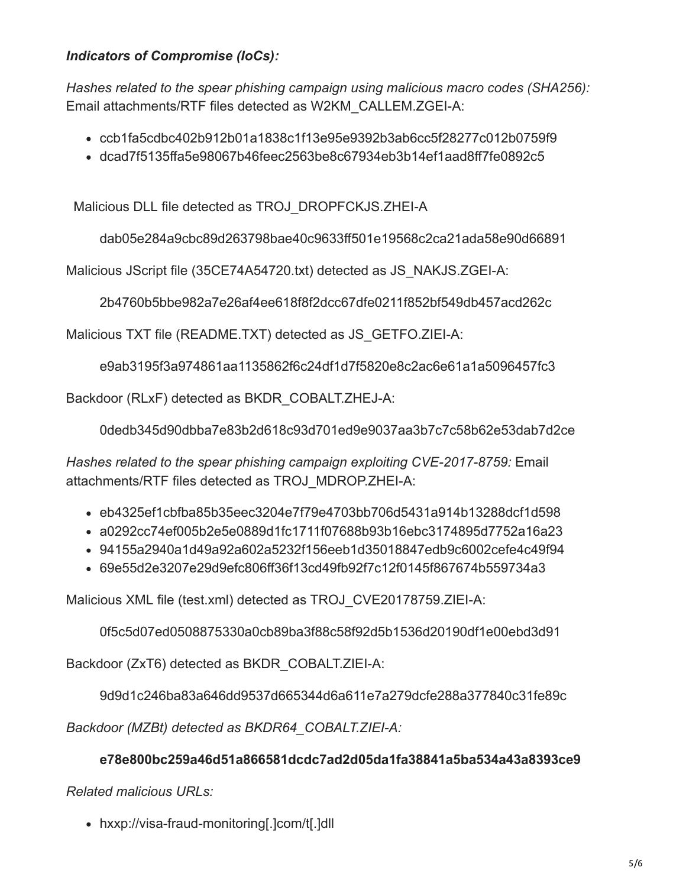***Indicators of Compromise (IoCs):***

*Hashes related to the spear phishing campaign using malicious macro codes (SHA256):* Email attachments/RTF files detected as W2KM_CALLEM.ZGEI-A:

- ccb1fa5cdbc402b912b01a1838c1f13e95e9392b3ab6cc5f28277c012b0759f9
- dcad7f5135ffa5e98067b46feec2563be8c67934eb3b14ef1aad8ff7fe0892c5

Malicious DLL file detected as TROJ_DROPFCKJS.ZHEI-A

dab05e284a9cbc89d263798bae40c9633ff501e19568c2ca21ada58e90d66891

Malicious JScript file (35CE74A54720.txt) detected as JS_NAKJS.ZGEI-A:

2b4760b5bbe982a7e26af4ee618f8f2dcc67dfe0211f852bf549db457acd262c

Malicious TXT file (README.TXT) detected as JS_GETFO.ZIEI-A:

e9ab3195f3a974861aa1135862f6c24df1d7f5820e8c2ac6e61a1a5096457fc3

Backdoor (RLxF) detected as BKDR_COBALT.ZHEJ-A:

0dedb345d90dbba7e83b2d618c93d701ed9e9037aa3b7c7c58b62e53dab7d2ce

*Hashes related to the spear phishing campaign exploiting CVE-2017-8759:* Email attachments/RTF files detected as TROJ_MDROP.ZHEI-A:

- eb4325ef1cbfba85b35eec3204e7f79e4703bb706d5431a914b13288dcf1d598
- a0292cc74ef005b2e5e0889d1fc1711f07688b93b16ebc3174895d7752a16a23
- 94155a2940a1d49a92a602a5232f156eeb1d35018847edb9c6002cefe4c49f94
- 69e55d2e3207e29d9efc806ff36f13cd49fb92f7c12f0145f867674b559734a3

Malicious XML file (test.xml) detected as TROJ_CVE20178759.ZIEI-A:

0f5c5d07ed0508875330a0cb89ba3f88c58f92d5b1536d20190df1e00ebd3d91

Backdoor (ZxT6) detected as BKDR_COBALT.ZIEI-A:

9d9d1c246ba83a646dd9537d665344d6a611e7a279dcfe288a377840c31fe89c

*Backdoor (MZBt) detected as BKDR64_COBALT.ZIEI-A:*

**e78e800bc259a46d51a866581dcdc7ad2d05da1fa38841a5ba534a43a8393ce9**

*Related malicious URLs:*

- hxxp://visa-fraud-monitoring[.]com/t[.]dll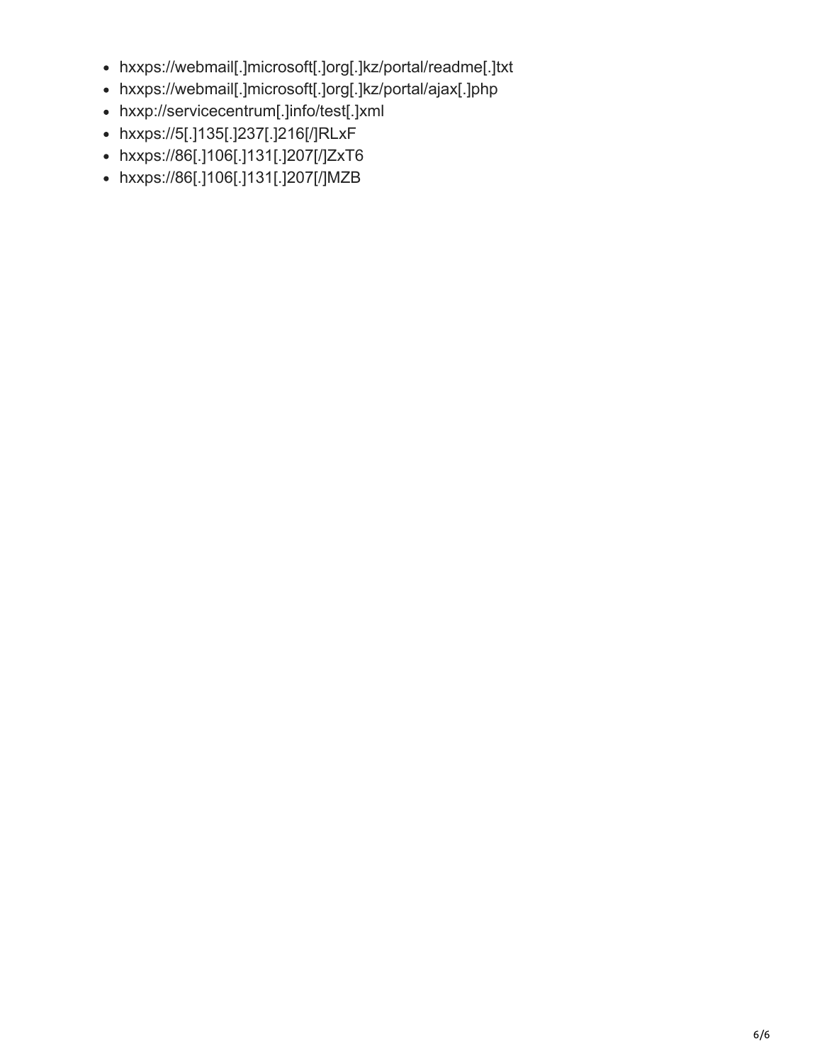- hxxps://webmail[.]microsoft[.]org[.]kz/portal/readme[.]txt
- hxxps://webmail[.]microsoft[.]org[.]kz/portal/ajax[.]php
- hxxp://servicecentrum[.]info/test[.]xml
- hxxps://5[.]135[.]237[.]216[/]RLxF
- hxxps://86[.]106[.]131[.]207[/]ZxT6
- hxxps://86[.]106[.]131[.]207[/]MZB